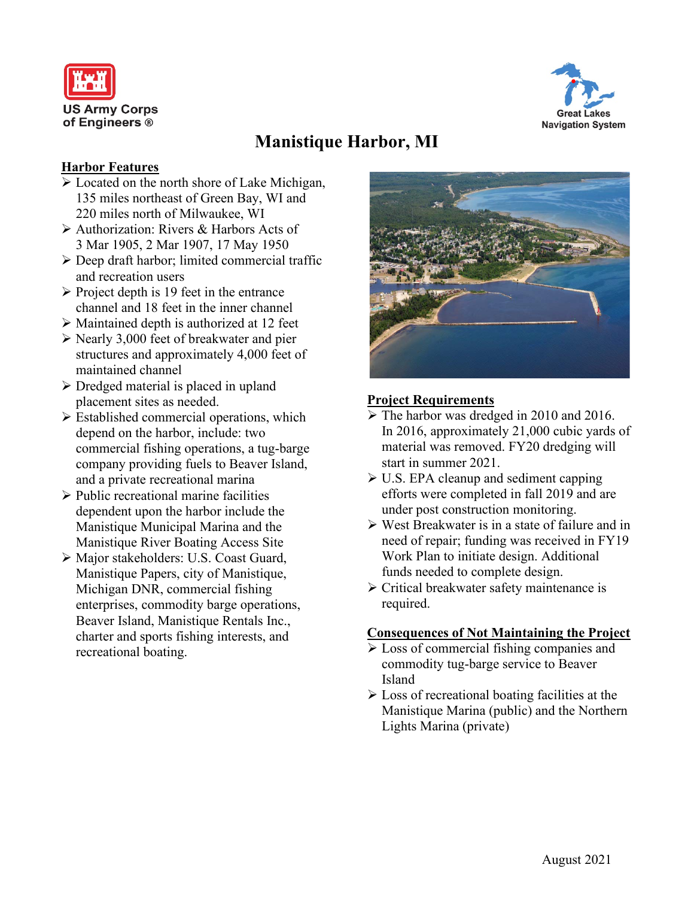US Army Corps of Engineers ®

Great Lakes Navigation System

# Manistique Harbor, MI

## Harbor Features

- Located on the north shore of Lake Michigan, 135 miles northeast of Green Bay, WI and 220 miles north of Milwaukee, WI
- Authorization: Rivers & Harbors Acts of 3 Mar 1905, 2 Mar 1907, 17 May 1950
- Deep draft harbor; limited commercial traffic and recreation users
- Project depth is 19 feet in the entrance channel and 18 feet in the inner channel
- Maintained depth is authorized at 12 feet
- Nearly 3,000 feet of breakwater and pier structures and approximately 4,000 feet of maintained channel
- Dredged material is placed in upland placement sites as needed.
- Established commercial operations, which depend on the harbor, include: two commercial fishing operations, a tug-barge company providing fuels to Beaver Island, and a private recreational marina
- Public recreational marine facilities dependent upon the harbor include the Manistique Municipal Marina and the Manistique River Boating Access Site
- Major stakeholders: U.S. Coast Guard, Manistique Papers, city of Manistique, Michigan DNR, commercial fishing enterprises, commodity barge operations, Beaver Island, Manistique Rentals Inc., charter and sports fishing interests, and recreational boating.

## Project Requirements

- The harbor was dredged in 2010 and 2016. In 2016, approximately 21,000 cubic yards of material was removed. FY20 dredging will start in summer 2021.
- U.S. EPA cleanup and sediment capping efforts were completed in fall 2019 and are under post construction monitoring.
- West Breakwater is in a state of failure and in need of repair; funding was received in FY19 Work Plan to initiate design. Additional funds needed to complete design.
- Critical breakwater safety maintenance is required.

## Consequences of Not Maintaining the Project

- Loss of commercial fishing companies and commodity tug-barge service to Beaver Island
- Loss of recreational boating facilities at the Manistique Marina (public) and the Northern Lights Marina (private)

August 2021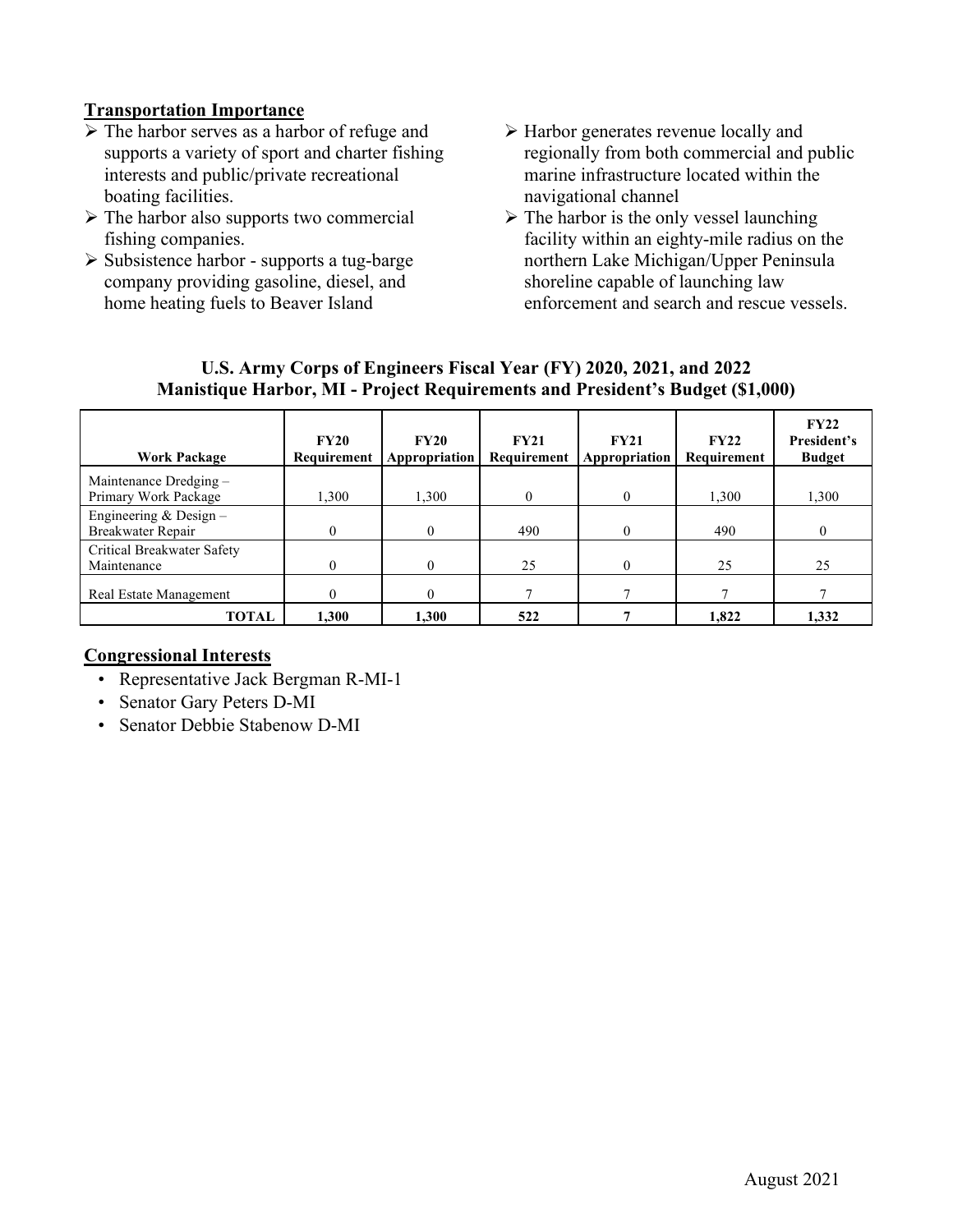## Transportation Importance

- The harbor serves as a harbor of refuge and supports a variety of sport and charter fishing interests and public/private recreational boating facilities.
- The harbor also supports two commercial fishing companies.
- Subsistence harbor - supports a tug-barge company providing gasoline, diesel, and home heating fuels to Beaver Island
- Harbor generates revenue locally and regionally from both commercial and public marine infrastructure located within the navigational channel
- The harbor is the only vessel launching facility within an eighty-mile radius on the northern Lake Michigan/Upper Peninsula shoreline capable of launching law enforcement and search and rescue vessels.

**U.S. Army Corps of Engineers Fiscal Year (FY) 2020, 2021, and 2022**
**Manistique Harbor, MI - Project Requirements and President's Budget ($1,000)**

| Work Package | FY20 Requirement | FY20 Appropriation | FY21 Requirement | FY21 Appropriation | FY22 Requirement | FY22 President's Budget |
|---|---|---|---|---|---|---|
| Maintenance Dredging – Primary Work Package | 1,300 | 1,300 | 0 | 0 | 1,300 | 1,300 |
| Engineering & Design – Breakwater Repair | 0 | 0 | 490 | 0 | 490 | 0 |
| Critical Breakwater Safety Maintenance | 0 | 0 | 25 | 0 | 25 | 25 |
| Real Estate Management | 0 | 0 | 7 | 7 | 7 | 7 |
| **TOTAL** | **1,300** | **1,300** | **522** | **7** | **1,822** | **1,332** |

## Congressional Interests

- Representative Jack Bergman R-MI-1
- Senator Gary Peters D-MI
- Senator Debbie Stabenow D-MI

August 2021